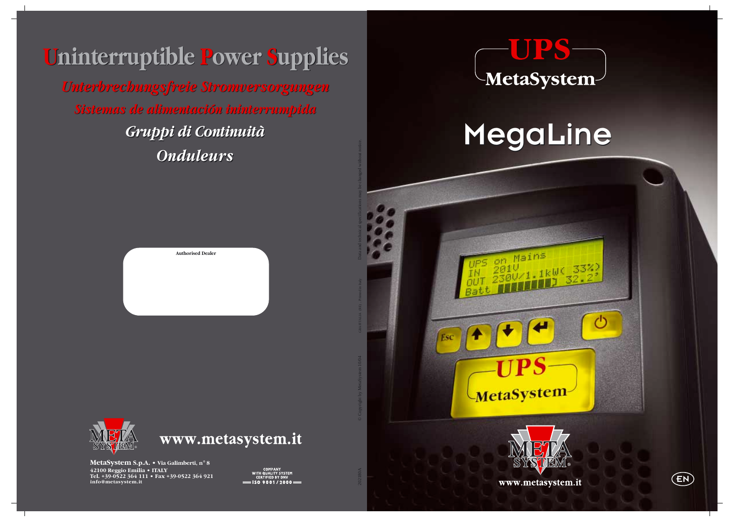# Uninterruptible Power Supplies

*Unterbrechungsfreie Stromversorgungen*

*Sistemas de alimentación ininterrumpida*

*Gruppi di Continuità*

*Onduleurs*

**Authorised Dealer**

**www.metasystem.it**

**MetaSystem S.p.A.** • Via Galimberti, n° 8
42100 Reggio Emilia • ITALY
Tel. +39-0522 364 111 • Fax +39-0522 364 921
info@metasystem.it

COMPANY WITH QUALITY SYSTEM CERTIFIED BY DNV
ISO 9001/2000

© Copyright by MetaSystem 10/04 Data and technical specifications may be changed without notice.

# UPS MetaSystem

# MegaLine

UPS on Mains
IN 201V
OUT 230V/1.1kW( 33%)
Batt 32.2'

Esc

UPS MetaSystem

www.metasystem.it

EN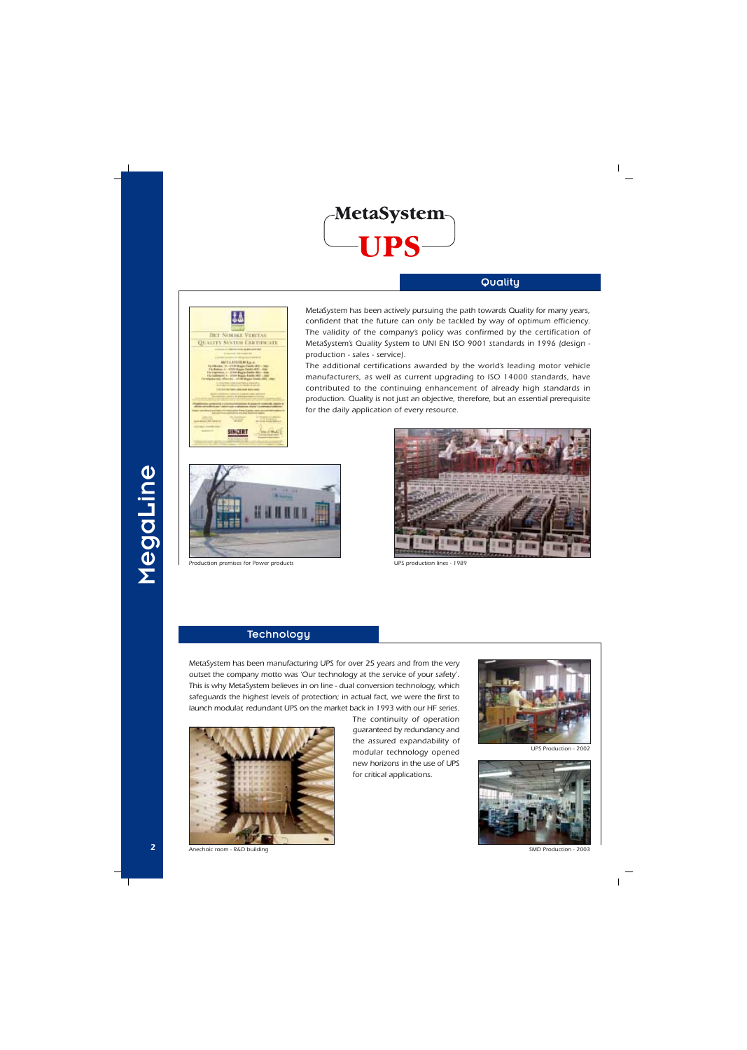# MetaSystem UPS

## Quality

MetaSystem has been actively pursuing the path towards Quality for many years, confident that the future can only be tackled by way of optimum efficiency. The validity of the company's policy was confirmed by the certification of MetaSystem's Quality System to UNI EN ISO 9001 standards in 1996 (design - production - sales - service).

The additional certifications awarded by the world's leading motor vehicle manufacturers, as well as current upgrading to ISO 14000 standards, have contributed to the continuing enhancement of already high standards in production. Quality is not just an objective, therefore, but an essential prerequisite for the daily application of every resource.

Production premises for Power products

UPS production lines - 1989

## Technology

MetaSystem has been manufacturing UPS for over 25 years and from the very outset the company motto was 'Our technology at the service of your safety'. This is why MetaSystem believes in on line - dual conversion technology, which safeguards the highest levels of protection; in actual fact, we were the first to launch modular, redundant UPS on the market back in 1993 with our HF series.

The continuity of operation guaranteed by redundancy and the assured expandability of modular technology opened new horizons in the use of UPS for critical applications.

UPS Production - 2002

Anechoic room - R&D building

SMD Production - 2003

MegaLine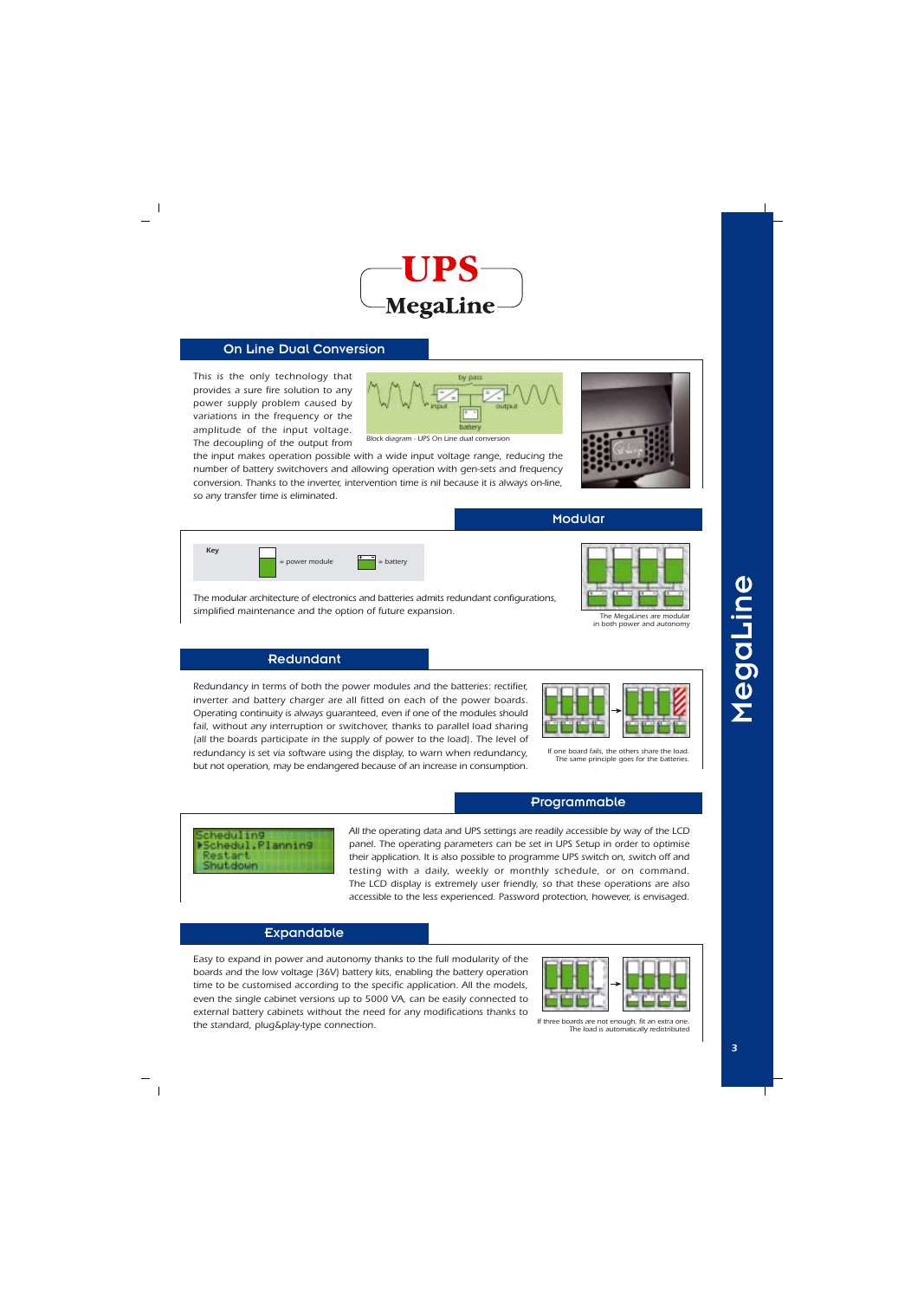# UPS MegaLine

## On Line Dual Conversion

This is the only technology that provides a sure fire solution to any power supply problem caused by variations in the frequency or the amplitude of the input voltage. The decoupling of the output from the input makes operation possible with a wide input voltage range, reducing the number of battery switchovers and allowing operation with gen-sets and frequency conversion. Thanks to the inverter, intervention time is nil because it is always on-line, so any transfer time is eliminated.

Block diagram - UPS On Line dual conversion

## Modular

Key: = power module = battery

The modular architecture of electronics and batteries admits redundant configurations, simplified maintenance and the option of future expansion.

The MegaLines are modular in both power and autonomy

## Redundant

Redundancy in terms of both the power modules and the batteries: rectifier, inverter and battery charger are all fitted on each of the power boards. Operating continuity is always guaranteed, even if one of the modules should fail, without any interruption or switchover, thanks to parallel load sharing (all the boards participate in the supply of power to the load). The level of redundancy is set via software using the display, to warn when redundancy, but not operation, may be endangered because of an increase in consumption.

If one board fails, the others share the load. The same principle goes for the batteries.

## Programmable

All the operating data and UPS settings are readily accessible by way of the LCD panel. The operating parameters can be set in UPS Setup in order to optimise their application. It is also possible to programme UPS switch on, switch off and testing with a daily, weekly or monthly schedule, or on command. The LCD display is extremely user friendly, so that these operations are also accessible to the less experienced. Password protection, however, is envisaged.

## Expandable

Easy to expand in power and autonomy thanks to the full modularity of the boards and the low voltage (36V) battery kits, enabling the battery operation time to be customised according to the specific application. All the models, even the single cabinet versions up to 5000 VA, can be easily connected to external battery cabinets without the need for any modifications thanks to the standard, plug&play-type connection.

If three boards are not enough, fit an extra one. The load is automatically redistributed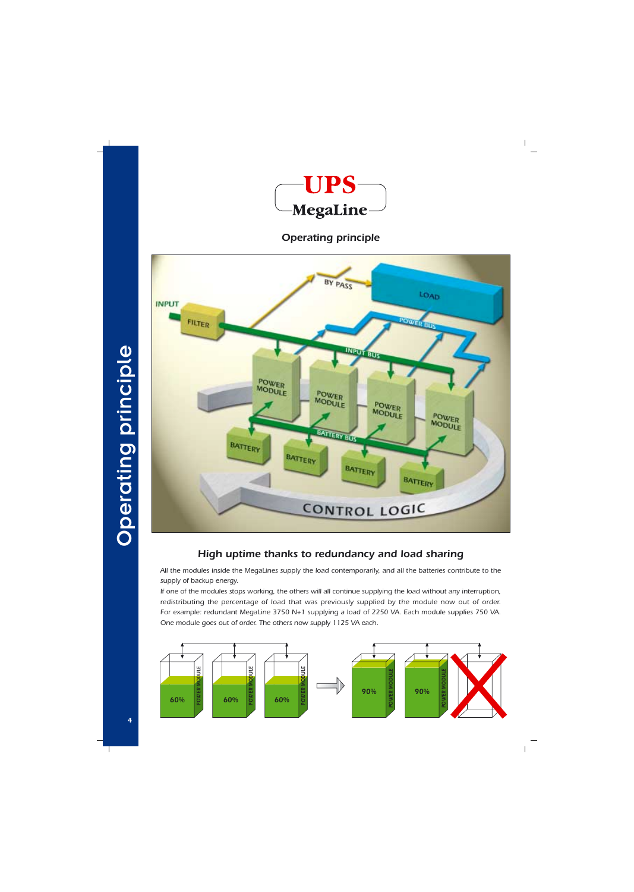# UPS MegaLine

## Operating principle

### High uptime thanks to redundancy and load sharing

All the modules inside the MegaLines supply the load contemporarily, and all the batteries contribute to the supply of backup energy.

If one of the modules stops working, the others will all continue supplying the load without any interruption, redistributing the percentage of load that was previously supplied by the module now out of order. For example: redundant MegaLine 3750 N+1 supplying a load of 2250 VA. Each module supplies 750 VA. One module goes out of order. The others now supply 1125 VA each.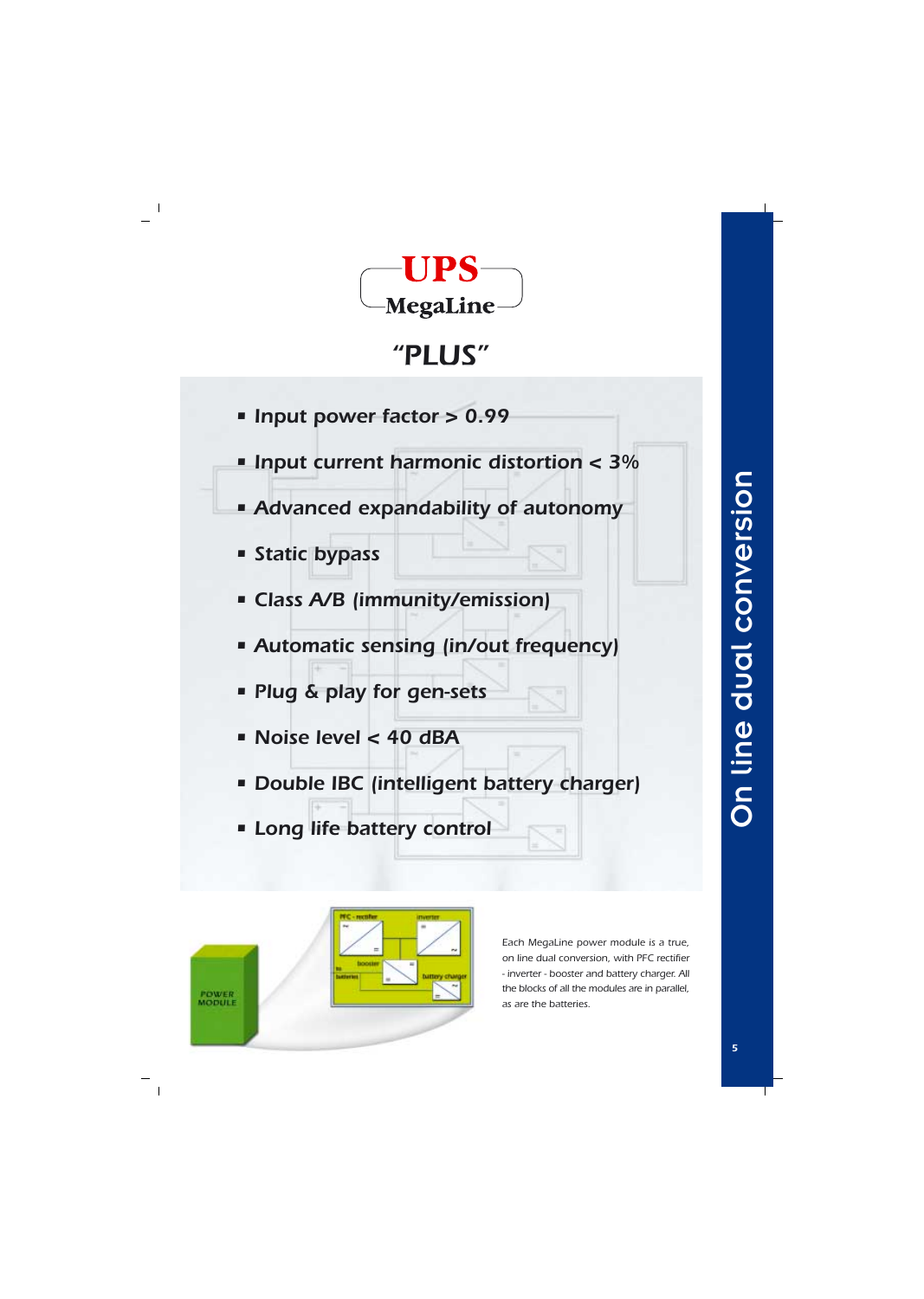# UPS MegaLine

## "PLUS"

- Input power factor > 0.99
- Input current harmonic distortion < 3%
- Advanced expandability of autonomy
- Static bypass
- Class A/B (immunity/emission)
- Automatic sensing (in/out frequency)
- Plug & play for gen-sets
- Noise level < 40 dBA
- Double IBC (intelligent battery charger)
- Long life battery control

Each MegaLine power module is a true, on line dual conversion, with PFC rectifier - inverter - booster and battery charger. All the blocks of all the modules are in parallel, as are the batteries.

On line dual conversion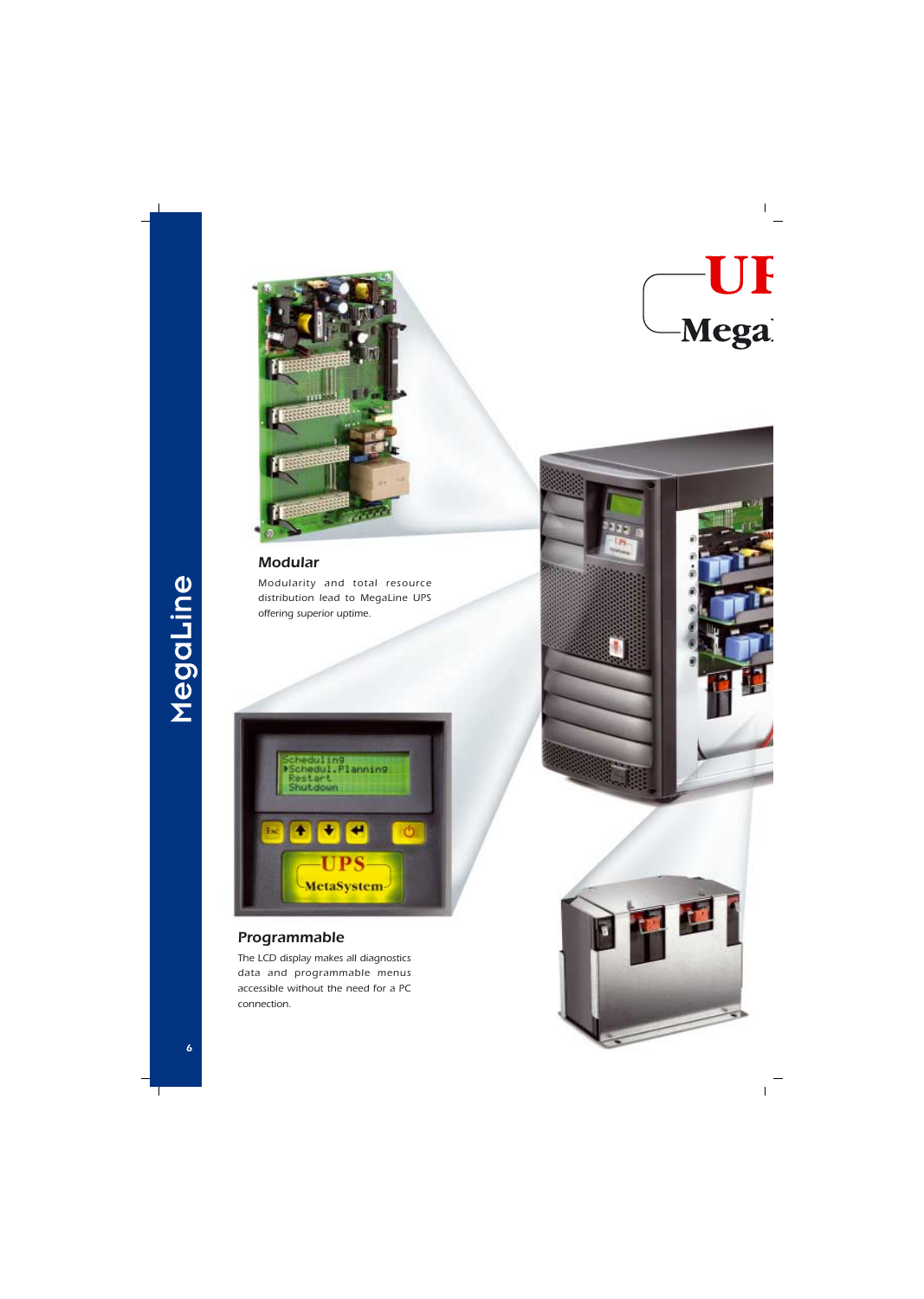## Modular

Modularity and total resource distribution lead to MegaLine UPS offering superior uptime.

## Programmable

The LCD display makes all diagnostics data and programmable menus accessible without the need for a PC connection.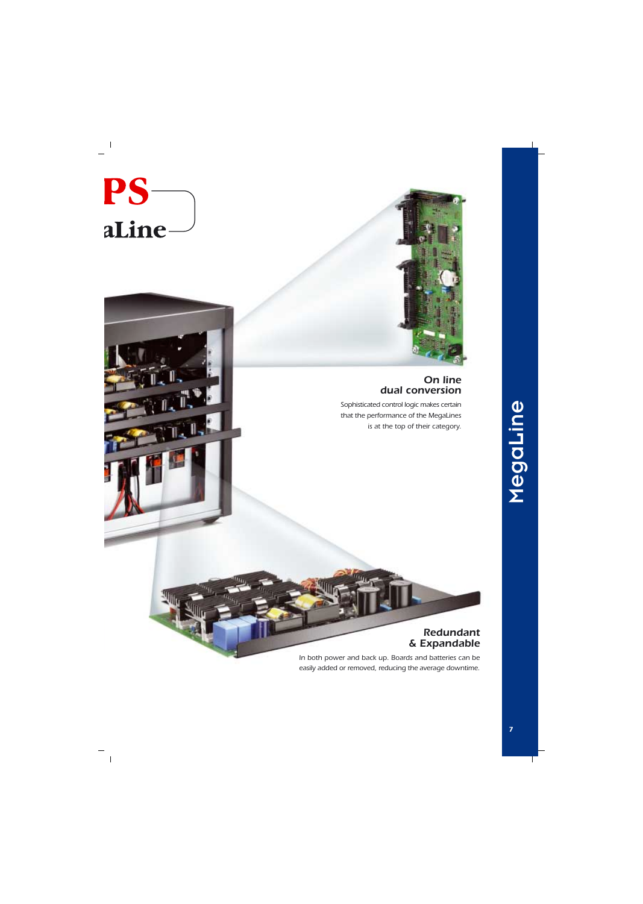PS

aLine

**On line**
**dual conversion**

Sophisticated control logic makes certain that the performance of the MegaLines is at the top of their category.

**Redundant**
**& Expandable**

In both power and back up. Boards and batteries can be easily added or removed, reducing the average downtime.

MegaLine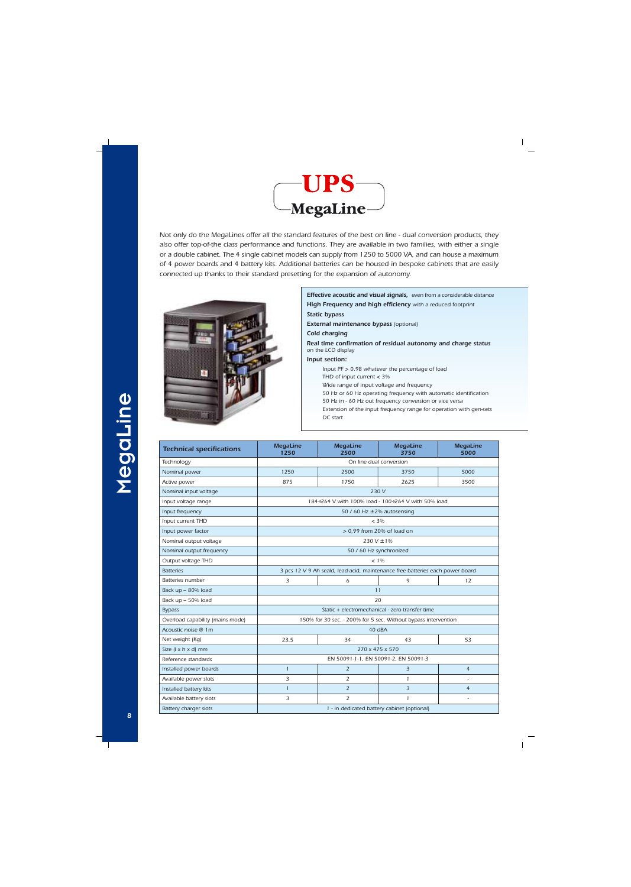# UPS MegaLine

Not only do the MegaLines offer all the standard features of the best on line - dual conversion products, they also offer top-of-the class performance and functions. They are available in two families, with either a single or a double cabinet. The 4 single cabinet models can supply from 1250 to 5000 VA, and can house a maximum of 4 power boards and 4 battery kits. Additional batteries can be housed in bespoke cabinets that are easily connected up thanks to their standard presetting for the expansion of autonomy.

**Effective acoustic and visual signals,** even from a considerable distance

**High Frequency and high efficiency** with a reduced footprint

**Static bypass**

**External maintenance bypass** (optional)

**Cold charging**

**Real time confirmation of residual autonomy and charge status** on the LCD display

**Input section:**

- Input PF > 0.98 whatever the percentage of load
- THD of input current < 3%
- Wide range of input voltage and frequency
- 50 Hz or 60 Hz operating frequency with automatic identification
- 50 Hz in - 60 Hz out frequency conversion or vice versa
- Extension of the input frequency range for operation with gen-sets
- DC start

| Technical specifications | MegaLine 1250 | MegaLine 2500 | MegaLine 3750 | MegaLine 5000 |
|---|---|---|---|---|
| Technology | On line dual conversion | | | |
| Nominal power | 1250 | 2500 | 3750 | 5000 |
| Active power | 875 | 1750 | 2625 | 3500 |
| Nominal input voltage | 230 V | | | |
| Input voltage range | 184÷264 V with 100% load - 100÷264 V with 50% load | | | |
| Input frequency | 50 / 60 Hz ±2% autosensing | | | |
| Input current THD | < 3% | | | |
| Input power factor | > 0,99 from 20% of load on | | | |
| Nominal output voltage | 230 V ±1% | | | |
| Nominal output frequency | 50 / 60 Hz synchronized | | | |
| Output voltage THD | < 1% | | | |
| Batteries | 3 pcs 12 V 9 Ah seald, lead-acid, maintenance free batteries each power board | | | |
| Batteries number | 3 | 6 | 9 | 12 |
| Back up – 80% load | 11 | | | |
| Back up – 50% load | 20 | | | |
| Bypass | Static + electromechanical - zero transfer time | | | |
| Overload capability (mains mode) | 150% for 30 sec. - 200% for 5 sec. Without bypass intervention | | | |
| Acoustic noise @ 1m | 40 dBA | | | |
| Net weight (Kg) | 23,5 | 34 | 43 | 53 |
| Size (l x h x d) mm | 270 x 475 x 570 | | | |
| Reference standards | EN 50091-1-1, EN 50091-2, EN 50091-3 | | | |
| Installed power boards | 1 | 2 | 3 | 4 |
| Available power slots | 3 | 2 | 1 | - |
| Installed battery kits | 1 | 2 | 3 | 4 |
| Available battery slots | 3 | 2 | 1 | - |
| Battery charger slots | 1 - in dedicated battery cabinet (optional) | | | |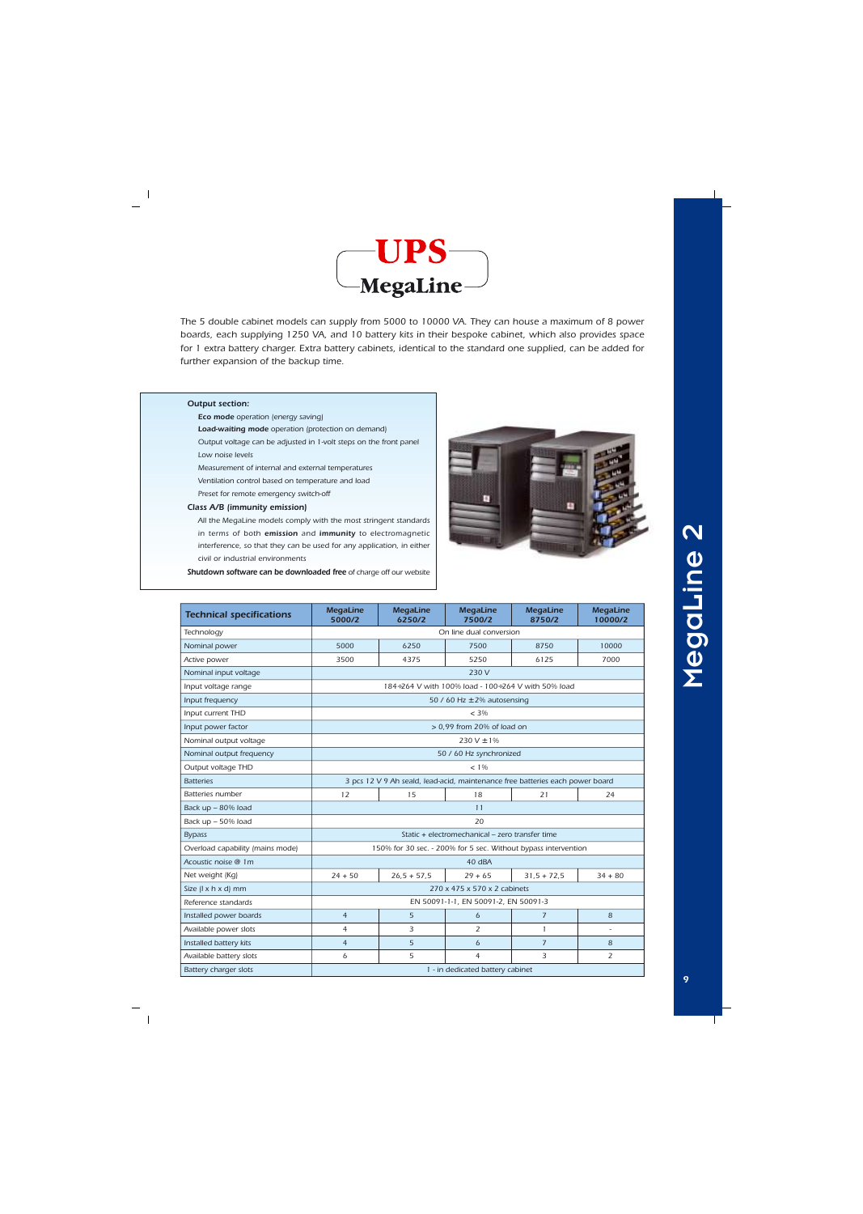# UPS MegaLine

The 5 double cabinet models can supply from 5000 to 10000 VA. They can house a maximum of 8 power boards, each supplying 1250 VA, and 10 battery kits in their bespoke cabinet, which also provides space for 1 extra battery charger. Extra battery cabinets, identical to the standard one supplied, can be added for further expansion of the backup time.

**Output section:**

- **Eco mode** operation (energy saving)
- **Load-waiting mode** operation (protection on demand)
- Output voltage can be adjusted in 1-volt steps on the front panel
- Low noise levels
- Measurement of internal and external temperatures
- Ventilation control based on temperature and load
- Preset for remote emergency switch-off

**Class A/B (immunity emission)**

All the MegaLine models comply with the most stringent standards in terms of both **emission** and **immunity** to electromagnetic interference, so that they can be used for any application, in either civil or industrial environments

**Shutdown software can be downloaded free** of charge off our website

| Technical specifications | MegaLine 5000/2 | MegaLine 6250/2 | MegaLine 7500/2 | MegaLine 8750/2 | MegaLine 10000/2 |
|---|---|---|---|---|---|
| Technology | On line dual conversion | | | | |
| Nominal power | 5000 | 6250 | 7500 | 8750 | 10000 |
| Active power | 3500 | 4375 | 5250 | 6125 | 7000 |
| Nominal input voltage | 230 V | | | | |
| Input voltage range | 184÷264 V with 100% load - 100÷264 V with 50% load | | | | |
| Input frequency | 50 / 60 Hz ±2% autosensing | | | | |
| Input current THD | < 3% | | | | |
| Input power factor | > 0,99 from 20% of load on | | | | |
| Nominal output voltage | 230 V ±1% | | | | |
| Nominal output frequency | 50 / 60 Hz synchronized | | | | |
| Output voltage THD | < 1% | | | | |
| Batteries | 3 pcs 12 V 9 Ah seald, lead-acid, maintenance free batteries each power board | | | | |
| Batteries number | 12 | 15 | 18 | 21 | 24 |
| Back up – 80% load | 11 | | | | |
| Back up – 50% load | 20 | | | | |
| Bypass | Static + electromechanical – zero transfer time | | | | |
| Overload capability (mains mode) | 150% for 30 sec. - 200% for 5 sec. Without bypass intervention | | | | |
| Acoustic noise @ 1m | 40 dBA | | | | |
| Net weight (Kg) | 24 + 50 | 26,5 + 57,5 | 29 + 65 | 31,5 + 72,5 | 34 + 80 |
| Size (l x h x d) mm | 270 x 475 x 570 x 2 cabinets | | | | |
| Reference standards | EN 50091-1-1, EN 50091-2, EN 50091-3 | | | | |
| Installed power boards | 4 | 5 | 6 | 7 | 8 |
| Available power slots | 4 | 3 | 2 | 1 | - |
| Installed battery kits | 4 | 5 | 6 | 7 | 8 |
| Available battery slots | 6 | 5 | 4 | 3 | 2 |
| Battery charger slots | 1 - in dedicated battery cabinet | | | | |

MegaLine 2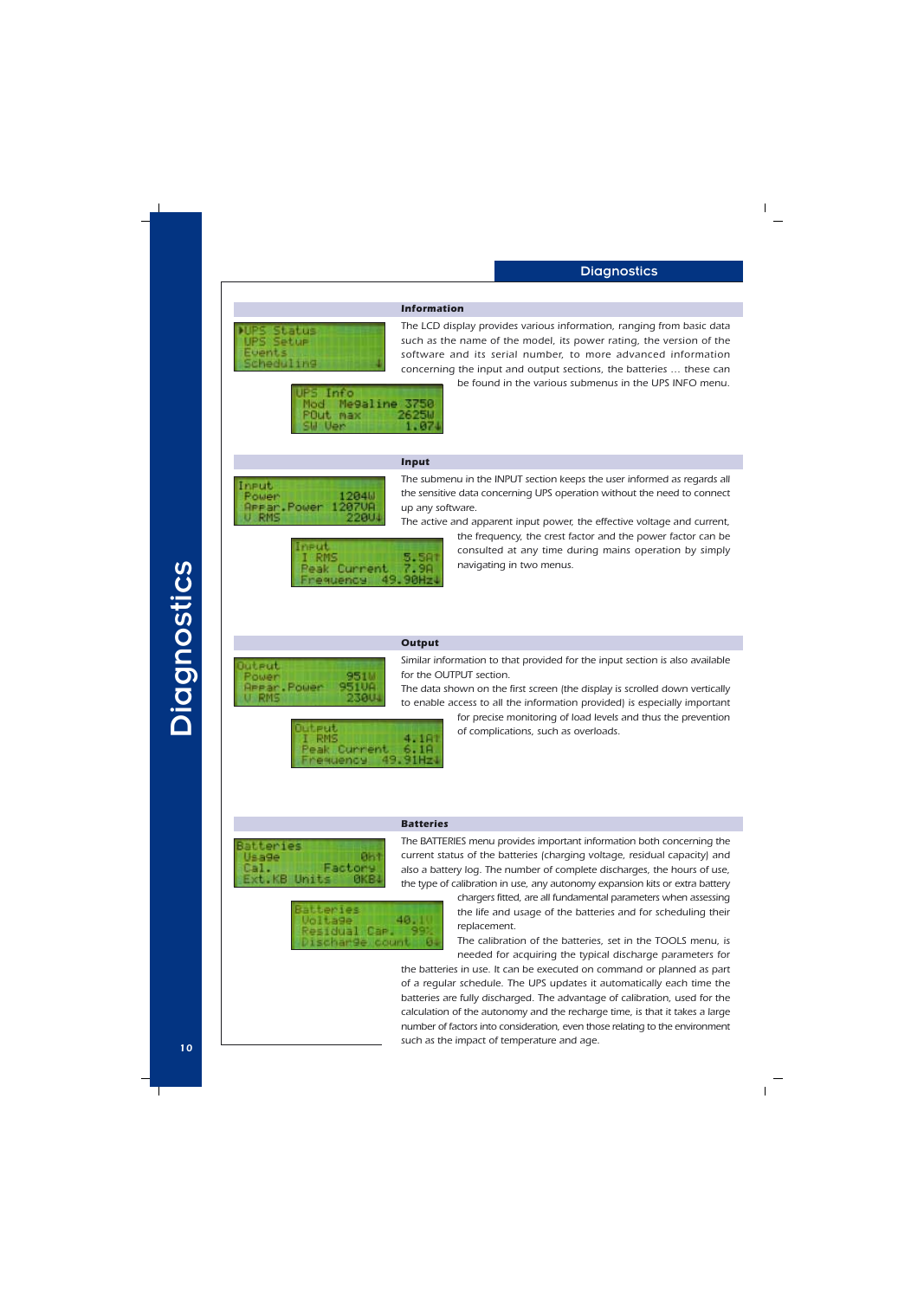# Diagnostics

## Information

The LCD display provides various information, ranging from basic data such as the name of the model, its power rating, the version of the software and its serial number, to more advanced information concerning the input and output sections, the batteries … these can be found in the various submenus in the UPS INFO menu.

## Input

The submenu in the INPUT section keeps the user informed as regards all the sensitive data concerning UPS operation without the need to connect up any software.

The active and apparent input power, the effective voltage and current, the frequency, the crest factor and the power factor can be consulted at any time during mains operation by simply navigating in two menus.

## Output

Similar information to that provided for the input section is also available for the OUTPUT section.

The data shown on the first screen (the display is scrolled down vertically to enable access to all the information provided) is especially important for precise monitoring of load levels and thus the prevention of complications, such as overloads.

## Batteries

The BATTERIES menu provides important information both concerning the current status of the batteries (charging voltage, residual capacity) and also a battery log. The number of complete discharges, the hours of use, the type of calibration in use, any autonomy expansion kits or extra battery chargers fitted, are all fundamental parameters when assessing the life and usage of the batteries and for scheduling their replacement.

The calibration of the batteries, set in the TOOLS menu, is needed for acquiring the typical discharge parameters for the batteries in use. It can be executed on command or planned as part of a regular schedule. The UPS updates it automatically each time the batteries are fully discharged. The advantage of calibration, used for the calculation of the autonomy and the recharge time, is that it takes a large number of factors into consideration, even those relating to the environment such as the impact of temperature and age.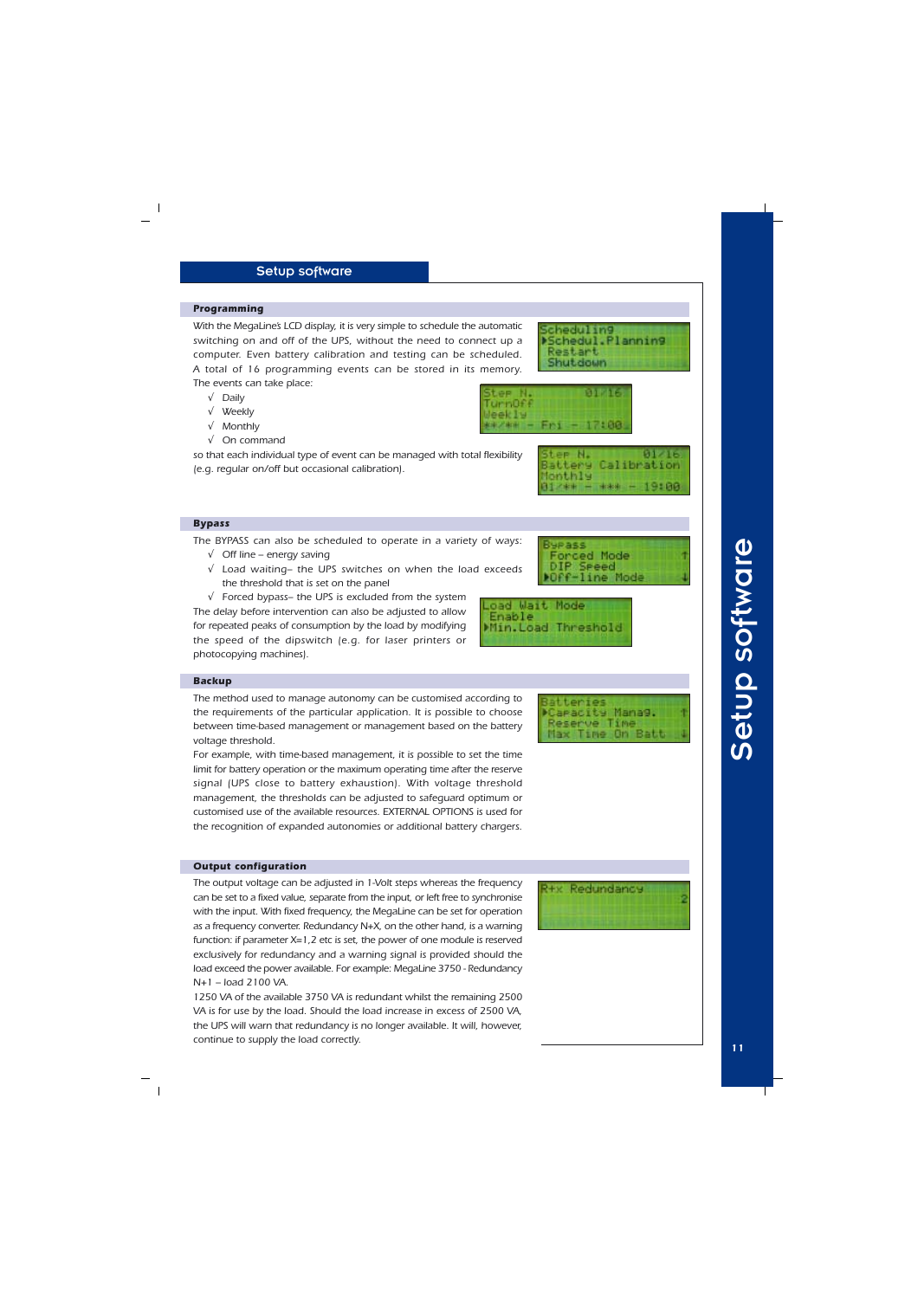## Setup software

### Programming

With the MegaLine's LCD display, it is very simple to schedule the automatic switching on and off of the UPS, without the need to connect up a computer. Even battery calibration and testing can be scheduled. A total of 16 programming events can be stored in its memory. The events can take place:

- √ Daily
- √ Weekly
- √ Monthly
- √ On command

so that each individual type of event can be managed with total flexibility (e.g. regular on/off but occasional calibration).

```
Scheduling
▶Schedul.Planning
 Restart
 Shutdown
```

```
Step N.         01/16
TurnOff
Weekly
**/** - Fri - 17:00
```

```
Step N.         01/16
Battery Calibration
Monthly
01/** - *** - 19:00
```

### Bypass

The BYPASS can also be scheduled to operate in a variety of ways:

- √ Off line – energy saving
- √ Load waiting– the UPS switches on when the load exceeds the threshold that is set on the panel
- √ Forced bypass– the UPS is excluded from the system

The delay before intervention can also be adjusted to allow for repeated peaks of consumption by the load by modifying the speed of the dipswitch (e.g. for laser printers or photocopying machines).

```
Bypass
 Forced Mode        ↑
 DIP Speed
▶Off-line Mode      ↓
```

```
Load Wait Mode
 Enable
▶Min.Load Threshold
```

### Backup

The method used to manage autonomy can be customised according to the requirements of the particular application. It is possible to choose between time-based management or management based on the battery voltage threshold.

For example, with time-based management, it is possible to set the time limit for battery operation or the maximum operating time after the reserve signal (UPS close to battery exhaustion). With voltage threshold management, the thresholds can be adjusted to safeguard optimum or customised use of the available resources. EXTERNAL OPTIONS is used for the recognition of expanded autonomies or additional battery chargers.

```
Batteries
▶Capacity Manag.    ↑
 Reserve Time
 Max Time On Batt   ↓
```

### Output configuration

The output voltage can be adjusted in 1-Volt steps whereas the frequency can be set to a fixed value, separate from the input, or left free to synchronise with the input. With fixed frequency, the MegaLine can be set for operation as a frequency converter. Redundancy N+X, on the other hand, is a warning function: if parameter X=1,2 etc is set, the power of one module is reserved exclusively for redundancy and a warning signal is provided should the load exceed the power available. For example: MegaLine 3750 - Redundancy N+1 – load 2100 VA.

1250 VA of the available 3750 VA is redundant whilst the remaining 2500 VA is for use by the load. Should the load increase in excess of 2500 VA, the UPS will warn that redundancy is no longer available. It will, however, continue to supply the load correctly.

```
R+x Redundancy
                    2
```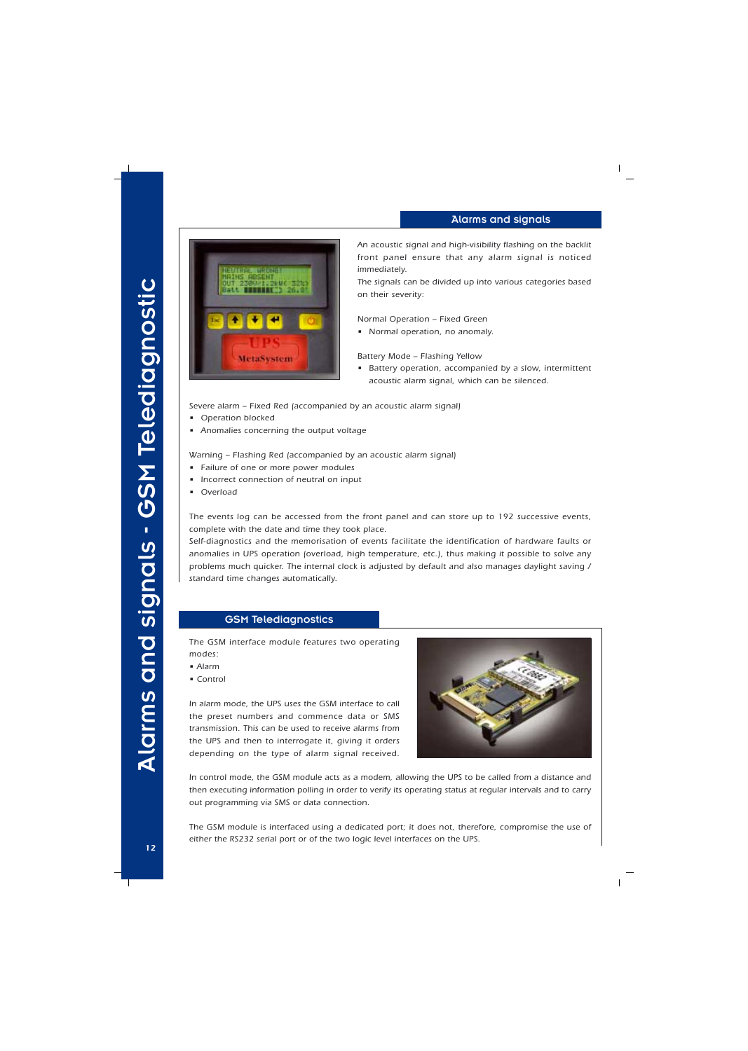## Alarms and signals

An acoustic signal and high-visibility flashing on the backlit front panel ensure that any alarm signal is noticed immediately.
The signals can be divided up into various categories based on their severity:

Normal Operation – Fixed Green

- Normal operation, no anomaly.

Battery Mode – Flashing Yellow

- Battery operation, accompanied by a slow, intermittent acoustic alarm signal, which can be silenced.

Severe alarm – Fixed Red (accompanied by an acoustic alarm signal)

- Operation blocked
- Anomalies concerning the output voltage

Warning – Flashing Red (accompanied by an acoustic alarm signal)

- Failure of one or more power modules
- Incorrect connection of neutral on input
- Overload

The events log can be accessed from the front panel and can store up to 192 successive events, complete with the date and time they took place.
Self-diagnostics and the memorisation of events facilitate the identification of hardware faults or anomalies in UPS operation (overload, high temperature, etc.), thus making it possible to solve any problems much quicker. The internal clock is adjusted by default and also manages daylight saving / standard time changes automatically.

## GSM Telediagnostics

The GSM interface module features two operating modes:

- Alarm
- Control

In alarm mode, the UPS uses the GSM interface to call the preset numbers and commence data or SMS transmission. This can be used to receive alarms from the UPS and then to interrogate it, giving it orders depending on the type of alarm signal received.

In control mode, the GSM module acts as a modem, allowing the UPS to be called from a distance and then executing information polling in order to verify its operating status at regular intervals and to carry out programming via SMS or data connection.

The GSM module is interfaced using a dedicated port; it does not, therefore, compromise the use of either the RS232 serial port or of the two logic level interfaces on the UPS.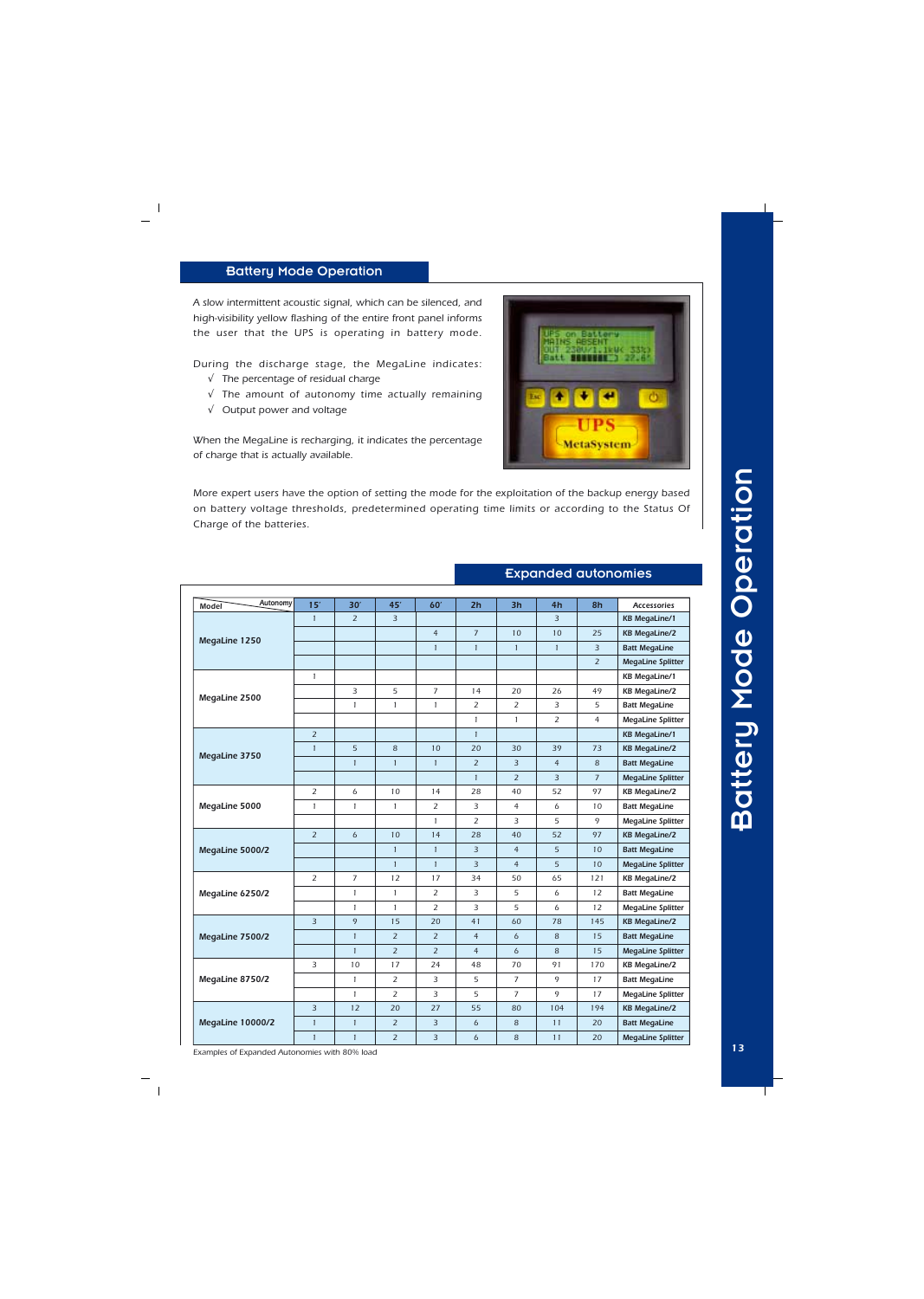## Battery Mode Operation

A slow intermittent acoustic signal, which can be silenced, and high-visibility yellow flashing of the entire front panel informs the user that the UPS is operating in battery mode.

During the discharge stage, the MegaLine indicates:

- √ The percentage of residual charge
- √ The amount of autonomy time actually remaining
- √ Output power and voltage

When the MegaLine is recharging, it indicates the percentage of charge that is actually available.

More expert users have the option of setting the mode for the exploitation of the backup energy based on battery voltage thresholds, predetermined operating time limits or according to the Status Of Charge of the batteries.

## Expanded autonomies

| Model / Autonomy | 15' | 30' | 45' | 60' | 2h | 3h | 4h | 8h | Accessories |
|---|---|---|---|---|---|---|---|---|---|
| **MegaLine 1250** | 1 | 2 | 3 | | | | 3 | | **KB MegaLine/1** |
| | | | | 4 | 7 | 10 | 10 | 25 | **KB MegaLine/2** |
| | | | | 1 | 1 | 1 | 1 | 3 | **Batt MegaLine** |
| | | | | | | | | 2 | **MegaLine Splitter** |
| **MegaLine 2500** | 1 | | | | | | | | **KB MegaLine/1** |
| | | 3 | 5 | 7 | 14 | 20 | 26 | 49 | **KB MegaLine/2** |
| | | 1 | 1 | 1 | 2 | 2 | 3 | 5 | **Batt MegaLine** |
| | | | | | 1 | 1 | 2 | 4 | **MegaLine Splitter** |
| **MegaLine 3750** | 2 | | | | 1 | | | | **KB MegaLine/1** |
| | 1 | 5 | 8 | 10 | 20 | 30 | 39 | 73 | **KB MegaLine/2** |
| | | 1 | 1 | 1 | 2 | 3 | 4 | 8 | **Batt MegaLine** |
| | | | | | 1 | 2 | 3 | 7 | **MegaLine Splitter** |
| **MegaLine 5000** | 2 | 6 | 10 | 14 | 28 | 40 | 52 | 97 | **KB MegaLine/2** |
| | 1 | 1 | 1 | 2 | 3 | 4 | 6 | 10 | **Batt MegaLine** |
| | | | | 1 | 2 | 3 | 5 | 9 | **MegaLine Splitter** |
| **MegaLine 5000/2** | 2 | 6 | 10 | 14 | 28 | 40 | 52 | 97 | **KB MegaLine/2** |
| | | | 1 | 1 | 3 | 4 | 5 | 10 | **Batt MegaLine** |
| | | | 1 | 1 | 3 | 4 | 5 | 10 | **MegaLine Splitter** |
| **MegaLine 6250/2** | 2 | 7 | 12 | 17 | 34 | 50 | 65 | 121 | **KB MegaLine/2** |
| | | 1 | 1 | 2 | 3 | 5 | 6 | 12 | **Batt MegaLine** |
| | | 1 | 1 | 2 | 3 | 5 | 6 | 12 | **MegaLine Splitter** |
| **MegaLine 7500/2** | 3 | 9 | 15 | 20 | 41 | 60 | 78 | 145 | **KB MegaLine/2** |
| | | 1 | 2 | 2 | 4 | 6 | 8 | 15 | **Batt MegaLine** |
| | | 1 | 2 | 2 | 4 | 6 | 8 | 15 | **MegaLine Splitter** |
| **MegaLine 8750/2** | 3 | 10 | 17 | 24 | 48 | 70 | 91 | 170 | **KB MegaLine/2** |
| | | 1 | 2 | 3 | 5 | 7 | 9 | 17 | **Batt MegaLine** |
| | | 1 | 2 | 3 | 5 | 7 | 9 | 17 | **MegaLine Splitter** |
| **MegaLine 10000/2** | 3 | 12 | 20 | 27 | 55 | 80 | 104 | 194 | **KB MegaLine/2** |
| | 1 | 1 | 2 | 3 | 6 | 8 | 11 | 20 | **Batt MegaLine** |
| | 1 | 1 | 2 | 3 | 6 | 8 | 11 | 20 | **MegaLine Splitter** |

Examples of Expanded Autonomies with 80% load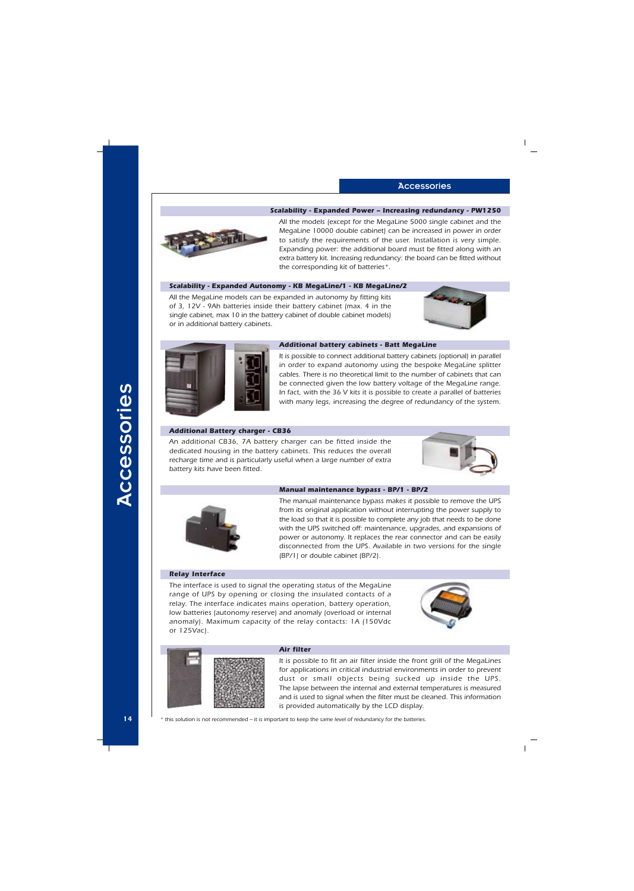# Accessories

## Scalability - Expanded Power – Increasing redundancy - PW1250

All the models (except for the MegaLine 5000 single cabinet and the MegaLine 10000 double cabinet) can be increased in power in order to satisfy the requirements of the user. Installation is very simple. Expanding power: the additional board must be fitted along with an extra battery kit. Increasing redundancy: the board can be fitted without the corresponding kit of batteries*.

## Scalability - Expanded Autonomy - KB MegaLine/1 - KB MegaLine/2

All the MegaLine models can be expanded in autonomy by fitting kits of 3, 12V - 9Ah batteries inside their battery cabinet (max. 4 in the single cabinet, max 10 in the battery cabinet of double cabinet models) or in additional battery cabinets.

## Additional battery cabinets - Batt MegaLine

It is possible to connect additional battery cabinets (optional) in parallel in order to expand autonomy using the bespoke MegaLine splitter cables. There is no theoretical limit to the number of cabinets that can be connected given the low battery voltage of the MegaLine range. In fact, with the 36 V kits it is possible to create a parallel of batteries with many legs, increasing the degree of redundancy of the system.

## Additional Battery charger - CB36

An additional CB36, 7A battery charger can be fitted inside the dedicated housing in the battery cabinets. This reduces the overall recharge time and is particularly useful when a large number of extra battery kits have been fitted.

## Manual maintenance bypass - BP/1 - BP/2

The manual maintenance bypass makes it possible to remove the UPS from its original application without interrupting the power supply to the load so that it is possible to complete any job that needs to be done with the UPS switched off: maintenance, upgrades, and expansions of power or autonomy. It replaces the rear connector and can be easily disconnected from the UPS. Available in two versions for the single (BP/1) or double cabinet (BP/2).

## Relay Interface

The interface is used to signal the operating status of the MegaLine range of UPS by opening or closing the insulated contacts of a relay. The interface indicates mains operation, battery operation, low batteries (autonomy reserve) and anomaly (overload or internal anomaly). Maximum capacity of the relay contacts: 1A (150Vdc or 125Vac).

## Air filter

It is possible to fit an air filter inside the front grill of the MegaLines for applications in critical industrial environments in order to prevent dust or small objects being sucked up inside the UPS. The lapse between the internal and external temperatures is measured and is used to signal when the filter must be cleaned. This information is provided automatically by the LCD display.

* this solution is not recommended – it is important to keep the same level of redundancy for the batteries.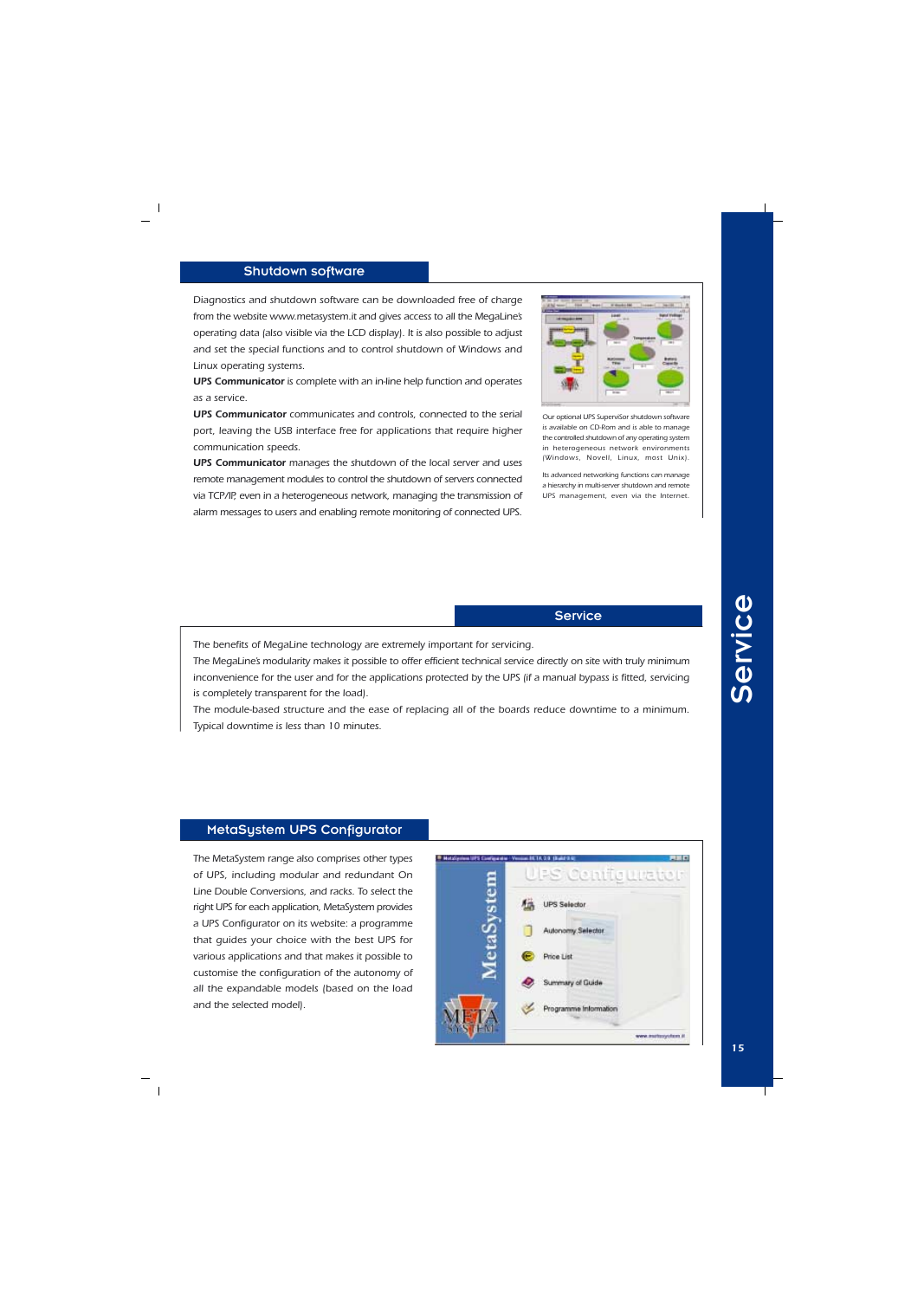## Shutdown software

Diagnostics and shutdown software can be downloaded free of charge from the website www.metasystem.it and gives access to all the MegaLine's operating data (also visible via the LCD display). It is also possible to adjust and set the special functions and to control shutdown of Windows and Linux operating systems.

**UPS Communicator** is complete with an in-line help function and operates as a service.

**UPS Communicator** communicates and controls, connected to the serial port, leaving the USB interface free for applications that require higher communication speeds.

**UPS Communicator** manages the shutdown of the local server and uses remote management modules to control the shutdown of servers connected via TCP/IP, even in a heterogeneous network, managing the transmission of alarm messages to users and enabling remote monitoring of connected UPS.

Our optional UPS SuperviSor shutdown software is available on CD-Rom and is able to manage the controlled shutdown of any operating system in heterogeneous network environments (Windows, Novell, Linux, most Unix).

Its advanced networking functions can manage a hierarchy in multi-server shutdown and remote UPS management, even via the Internet.

## Service

The benefits of MegaLine technology are extremely important for servicing.

The MegaLine's modularity makes it possible to offer efficient technical service directly on site with truly minimum inconvenience for the user and for the applications protected by the UPS (if a manual bypass is fitted, servicing is completely transparent for the load).

The module-based structure and the ease of replacing all of the boards reduce downtime to a minimum. Typical downtime is less than 10 minutes.

## MetaSystem UPS Configurator

The MetaSystem range also comprises other types of UPS, including modular and redundant On Line Double Conversions, and racks. To select the right UPS for each application, MetaSystem provides a UPS Configurator on its website: a programme that guides your choice with the best UPS for various applications and that makes it possible to customise the configuration of the autonomy of all the expandable models (based on the load and the selected model).